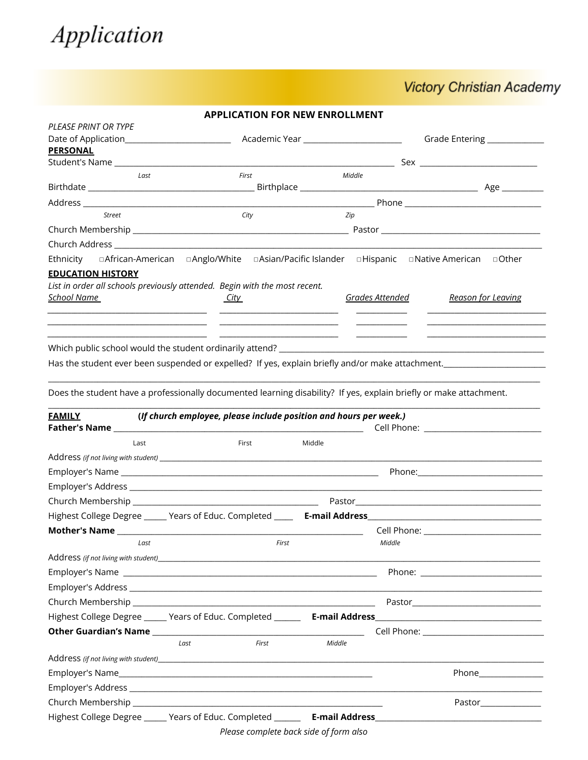# Application

Victory Christian Academy

## APPLICATION FOR NEW ENROLLMENT

*PLEASE PRINT OR TYPE*

Date of Application________________________ Academic Year ______________________ Grade Entering _____________

**PERSONAL**

Student's Name ______________________________________________________________ Sex __________________________

*Last* *First* *Middle*

Birthdate _____________________________________ Birthplace ________________________________________ Age _________

Address ____________________________________________________________________ Phone ______________________________

*Street* *City* *Zip*

Church Membership ________________________________________________ Pastor ____________________________________

Church Address ______________________________________________________________________________________________

Ethnicity □African-American □Anglo/White □Asian/Pacific Islander □Hispanic □Native American □Other

**EDUCATION HISTORY**

*List in order all schools previously attended. Begin with the most recent.*

| *School Name* | *City* | *Grades Attended* | *Reason for Leaving* |
|---|---|---|---|
| | | | |
| | | | |
| | | | |

Which public school would the student ordinarily attend? ____________________________________________________________

Has the student ever been suspended or expelled? If yes, explain briefly and/or make attachment.______________________

_____________________________________________________________________________________________________________

Does the student have a professionally documented learning disability? If yes, explain briefly or make attachment.

_____________________________________________________________________________________________________________

**FAMILY** ***(If church employee, please include position and hours per week.)***

**Father's Name** ________________________________________________________ Cell Phone: __________________________

Last First Middle

Address *(if not living with student)* _____________________________________________________________________________

Employer's Name __________________________________________________________ Phone:___________________________

Employer's Address _________________________________________________________________________________________

Church Membership __________________________________________ Pastor__________________________________________

Highest College Degree _____ Years of Educ. Completed ____ **E-mail Address**_____________________________________

**Mother's Name** ________________________________________________________ Cell Phone: __________________________

*Last* *First* *Middle*

Address *(if not living with student)*_____________________________________________________________________________

Employer's Name _________________________________________________________ Phone: __________________________

Employer's Address _________________________________________________________________________________________

Church Membership ______________________________________________________ Pastor_____________________________

Highest College Degree _____ Years of Educ. Completed ______ **E-mail Address**___________________________________

**Other Guardian's Name** _______________________________________________ Cell Phone: ___________________________

*Last* *First* *Middle*

Address *(if not living with student)*_____________________________________________________________________________

Employer's Name_________________________________________________________ Phone_______________

Employer's Address _________________________________________________________________________________________

Church Membership _______________________________________________________ Pastor______________

Highest College Degree _____ Years of Educ. Completed ______ **E-mail Address**___________________________________

*Please complete back side of form also*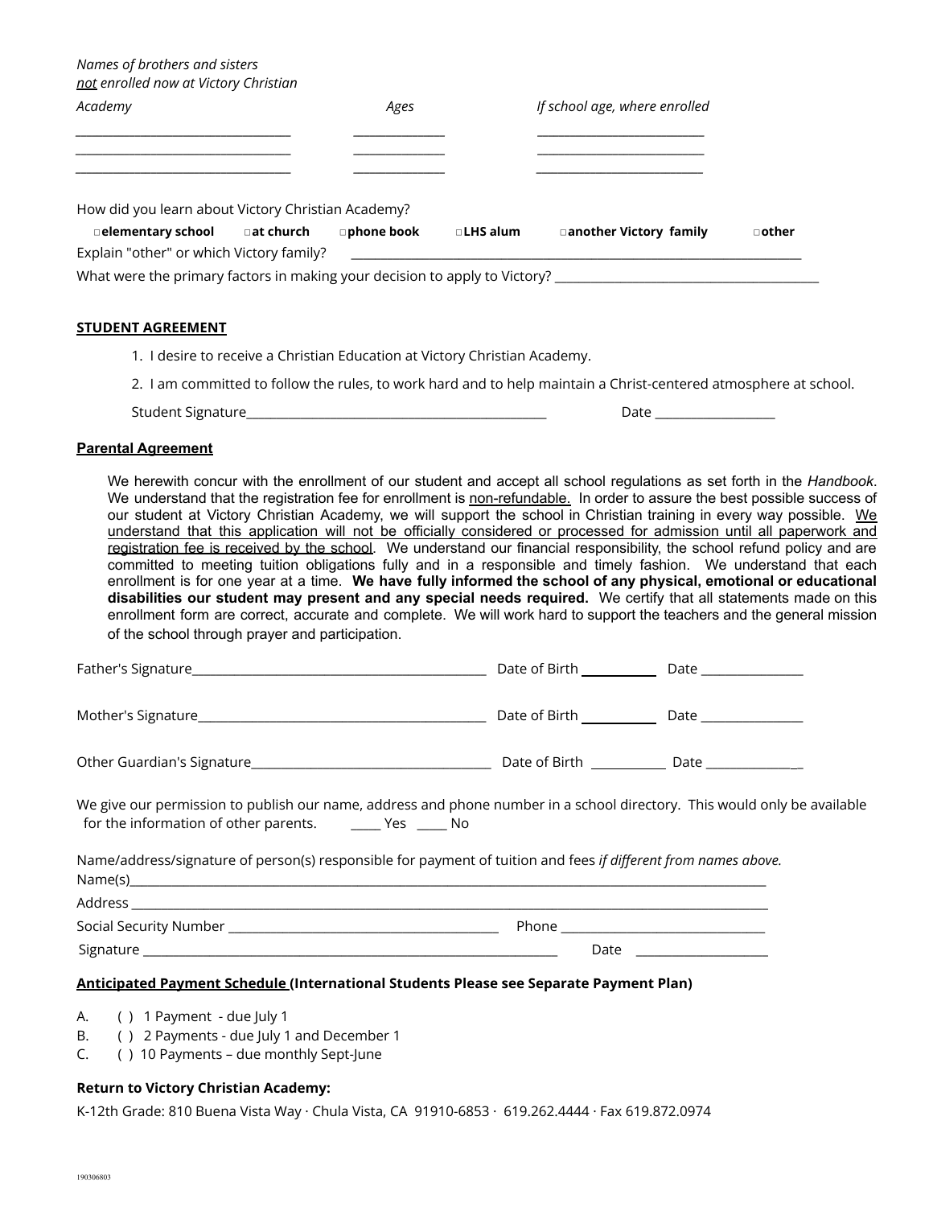| *Names of brothers and sisters <u>not</u> enrolled now at Victory Christian Academy* | *Ages* | *If school age, where enrolled* |
| --- | --- | --- |
| ___________________________________ | _______________ | ____________________________ |
| ___________________________________ | _______________ | ____________________________ |
| ___________________________________ | _______________ | ____________________________ |

How did you learn about Victory Christian Academy?

**□elementary school** **□at church** **□phone book** **□LHS alum** **□another Victory family** **□other**

Explain "other" or which Victory family? ___________________________________________________________________________

What were the primary factors in making your decision to apply to Victory? ___________________________________________

**<u>STUDENT AGREEMENT</u>**

1. I desire to receive a Christian Education at Victory Christian Academy.
2. I am committed to follow the rules, to work hard and to help maintain a Christ-centered atmosphere at school.

Student Signature_________________________________________________ Date ___________________

**<u>Parental Agreement</u>**

We herewith concur with the enrollment of our student and accept all school regulations as set forth in the *Handbook*. We understand that the registration fee for enrollment is <u>non-refundable.</u> In order to assure the best possible success of our student at Victory Christian Academy, we will support the school in Christian training in every way possible. <u>We understand that this application will not be officially considered or processed for admission until all paperwork and registration fee is received by the school</u>. We understand our financial responsibility, the school refund policy and are committed to meeting tuition obligations fully and in a responsible and timely fashion. We understand that each enrollment is for one year at a time. **We have fully informed the school of any physical, emotional or educational disabilities our student may present and any special needs required.** We certify that all statements made on this enrollment form are correct, accurate and complete. We will work hard to support the teachers and the general mission of the school through prayer and participation.

Father's Signature_______________________________________________ Date of Birth ___________ Date ________________

Mother's Signature_______________________________________________ Date of Birth ___________ Date ________________

Other Guardian's Signature_______________________________________ Date of Birth ___________ Date ________________

We give our permission to publish our name, address and phone number in a school directory. This would only be available for the information of other parents. _____ Yes _____ No

Name/address/signature of person(s) responsible for payment of tuition and fees *if different from names above.*

Name(s)___________________________________________________________________________________________________

Address __________________________________________________________________________________________________

Social Security Number ___________________________________________ Phone _________________________________

Signature _______________________________________________________________ Date _____________________

**<u>Anticipated Payment Schedule</u> (International Students Please see Separate Payment Plan)**

A. ( ) 1 Payment - due July 1
B. ( ) 2 Payments - due July 1 and December 1
C. ( ) 10 Payments – due monthly Sept-June

**Return to Victory Christian Academy:**

K-12th Grade: 810 Buena Vista Way · Chula Vista, CA 91910-6853 · 619.262.4444 · Fax 619.872.0974

190306803